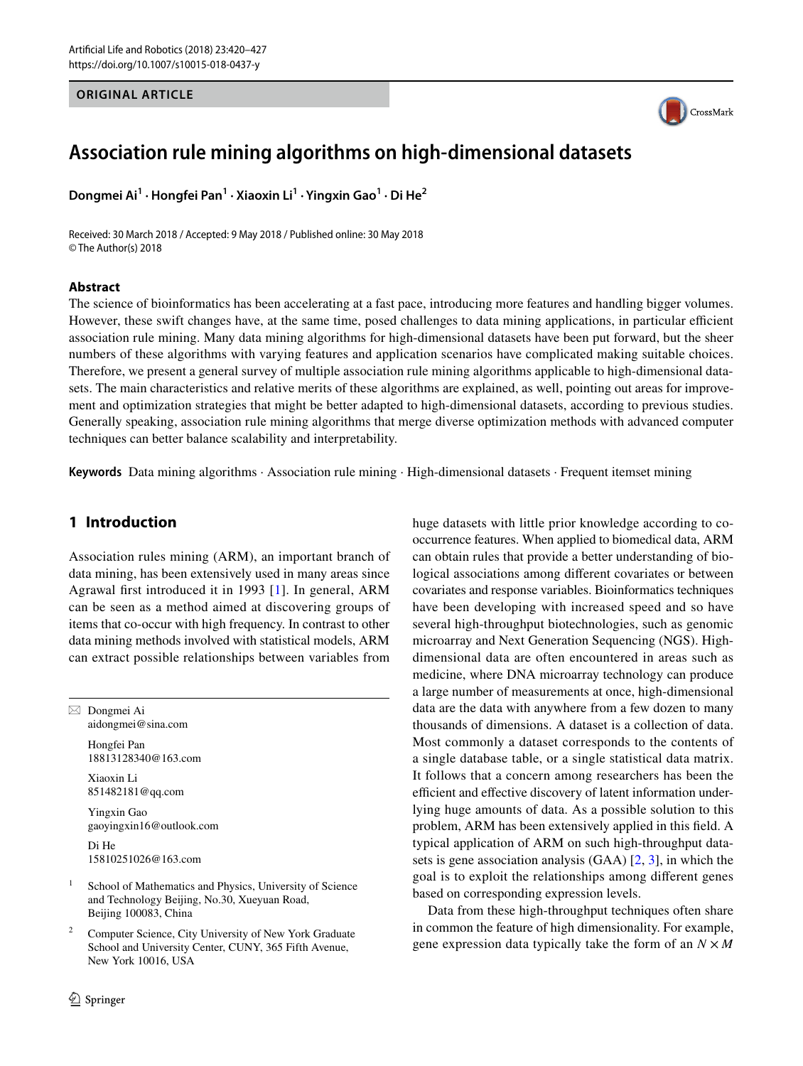ORIGINAL ARTICLE

# Association rule mining algorithms on high-dimensional datasets

**Dongmei Ai[1] · Hongfei Pan[1] · Xiaoxin Li[1] · Yingxin Gao[1] · Di He[2]**

Received: 30 March 2018 / Accepted: 9 May 2018 / Published online: 30 May 2018
© The Author(s) 2018

## Abstract

The science of bioinformatics has been accelerating at a fast pace, introducing more features and handling bigger volumes. However, these swift changes have, at the same time, posed challenges to data mining applications, in particular efficient association rule mining. Many data mining algorithms for high-dimensional datasets have been put forward, but the sheer numbers of these algorithms with varying features and application scenarios have complicated making suitable choices. Therefore, we present a general survey of multiple association rule mining algorithms applicable to high-dimensional datasets. The main characteristics and relative merits of these algorithms are explained, as well, pointing out areas for improvement and optimization strategies that might be better adapted to high-dimensional datasets, according to previous studies. Generally speaking, association rule mining algorithms that merge diverse optimization methods with advanced computer techniques can better balance scalability and interpretability.

**Keywords** Data mining algorithms · Association rule mining · High-dimensional datasets · Frequent itemset mining

## 1 Introduction

Association rules mining (ARM), an important branch of data mining, has been extensively used in many areas since Agrawal first introduced it in 1993 [1]. In general, ARM can be seen as a method aimed at discovering groups of items that co-occur with high frequency. In contrast to other data mining methods involved with statistical models, ARM can extract possible relationships between variables from huge datasets with little prior knowledge according to co-occurrence features. When applied to biomedical data, ARM can obtain rules that provide a better understanding of biological associations among different covariates or between covariates and response variables. Bioinformatics techniques have been developing with increased speed and so have several high-throughput biotechnologies, such as genomic microarray and Next Generation Sequencing (NGS). High-dimensional data are often encountered in areas such as medicine, where DNA microarray technology can produce a large number of measurements at once, high-dimensional data are the data with anywhere from a few dozen to many thousands of dimensions. A dataset is a collection of data. Most commonly a dataset corresponds to the contents of a single database table, or a single statistical data matrix. It follows that a concern among researchers has been the efficient and effective discovery of latent information underlying huge amounts of data. As a possible solution to this problem, ARM has been extensively applied in this field. A typical application of ARM on such high-throughput datasets is gene association analysis (GAA) [2, 3], in which the goal is to exploit the relationships among different genes based on corresponding expression levels.

Data from these high-throughput techniques often share in common the feature of high dimensionality. For example, gene expression data typically take the form of an $N \times M$

---

✉ Dongmei Ai
aidongmei@sina.com

Hongfei Pan
18813128340@163.com

Xiaoxin Li
851482181@qq.com

Yingxin Gao
gaoyingxin16@outlook.com

Di He
15810251026@163.com

[1] School of Mathematics and Physics, University of Science and Technology Beijing, No.30, Xueyuan Road, Beijing 100083, China

[2] Computer Science, City University of New York Graduate School and University Center, CUNY, 365 Fifth Avenue, New York 10016, USA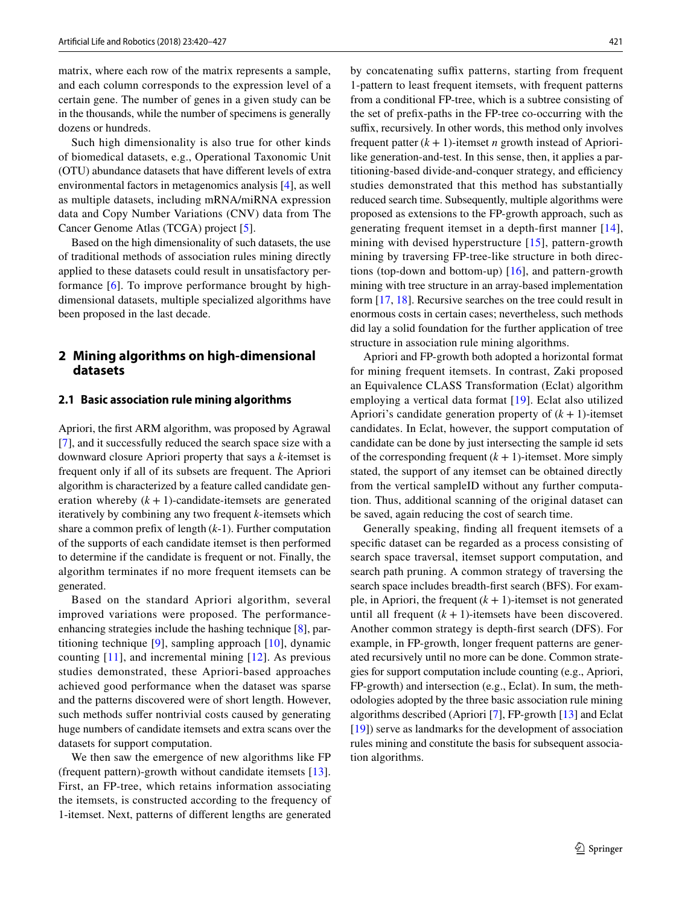matrix, where each row of the matrix represents a sample, and each column corresponds to the expression level of a certain gene. The number of genes in a given study can be in the thousands, while the number of specimens is generally dozens or hundreds.

Such high dimensionality is also true for other kinds of biomedical datasets, e.g., Operational Taxonomic Unit (OTU) abundance datasets that have different levels of extra environmental factors in metagenomics analysis [4], as well as multiple datasets, including mRNA/miRNA expression data and Copy Number Variations (CNV) data from The Cancer Genome Atlas (TCGA) project [5].

Based on the high dimensionality of such datasets, the use of traditional methods of association rules mining directly applied to these datasets could result in unsatisfactory performance [6]. To improve performance brought by high-dimensional datasets, multiple specialized algorithms have been proposed in the last decade.

## 2 Mining algorithms on high-dimensional datasets

### 2.1 Basic association rule mining algorithms

Apriori, the first ARM algorithm, was proposed by Agrawal [7], and it successfully reduced the search space size with a downward closure Apriori property that says a $k$-itemset is frequent only if all of its subsets are frequent. The Apriori algorithm is characterized by a feature called candidate generation whereby $(k + 1)$-candidate-itemsets are generated iteratively by combining any two frequent $k$-itemsets which share a common prefix of length ($k$-1). Further computation of the supports of each candidate itemset is then performed to determine if the candidate is frequent or not. Finally, the algorithm terminates if no more frequent itemsets can be generated.

Based on the standard Apriori algorithm, several improved variations were proposed. The performance-enhancing strategies include the hashing technique [8], partitioning technique [9], sampling approach [10], dynamic counting [11], and incremental mining [12]. As previous studies demonstrated, these Apriori-based approaches achieved good performance when the dataset was sparse and the patterns discovered were of short length. However, such methods suffer nontrivial costs caused by generating huge numbers of candidate itemsets and extra scans over the datasets for support computation.

We then saw the emergence of new algorithms like FP (frequent pattern)-growth without candidate itemsets [13]. First, an FP-tree, which retains information associating the itemsets, is constructed according to the frequency of 1-itemset. Next, patterns of different lengths are generated by concatenating suffix patterns, starting from frequent 1-pattern to least frequent itemsets, with frequent patterns from a conditional FP-tree, which is a subtree consisting of the set of prefix-paths in the FP-tree co-occurring with the suffix, recursively. In other words, this method only involves frequent patter $(k + 1)$-itemset $n$ growth instead of Apriori-like generation-and-test. In this sense, then, it applies a partitioning-based divide-and-conquer strategy, and efficiency studies demonstrated that this method has substantially reduced search time. Subsequently, multiple algorithms were proposed as extensions to the FP-growth approach, such as generating frequent itemset in a depth-first manner [14], mining with devised hyperstructure [15], pattern-growth mining by traversing FP-tree-like structure in both directions (top-down and bottom-up) [16], and pattern-growth mining with tree structure in an array-based implementation form [17, 18]. Recursive searches on the tree could result in enormous costs in certain cases; nevertheless, such methods did lay a solid foundation for the further application of tree structure in association rule mining algorithms.

Apriori and FP-growth both adopted a horizontal format for mining frequent itemsets. In contrast, Zaki proposed an Equivalence CLASS Transformation (Eclat) algorithm employing a vertical data format [19]. Eclat also utilized Apriori's candidate generation property of $(k + 1)$-itemset candidates. In Eclat, however, the support computation of candidate can be done by just intersecting the sample id sets of the corresponding frequent $(k + 1)$-itemset. More simply stated, the support of any itemset can be obtained directly from the vertical sampleID without any further computation. Thus, additional scanning of the original dataset can be saved, again reducing the cost of search time.

Generally speaking, finding all frequent itemsets of a specific dataset can be regarded as a process consisting of search space traversal, itemset support computation, and search path pruning. A common strategy of traversing the search space includes breadth-first search (BFS). For example, in Apriori, the frequent $(k + 1)$-itemset is not generated until all frequent $(k + 1)$-itemsets have been discovered. Another common strategy is depth-first search (DFS). For example, in FP-growth, longer frequent patterns are generated recursively until no more can be done. Common strategies for support computation include counting (e.g., Apriori, FP-growth) and intersection (e.g., Eclat). In sum, the methodologies adopted by the three basic association rule mining algorithms described (Apriori [7], FP-growth [13] and Eclat [19]) serve as landmarks for the development of association rules mining and constitute the basis for subsequent association algorithms.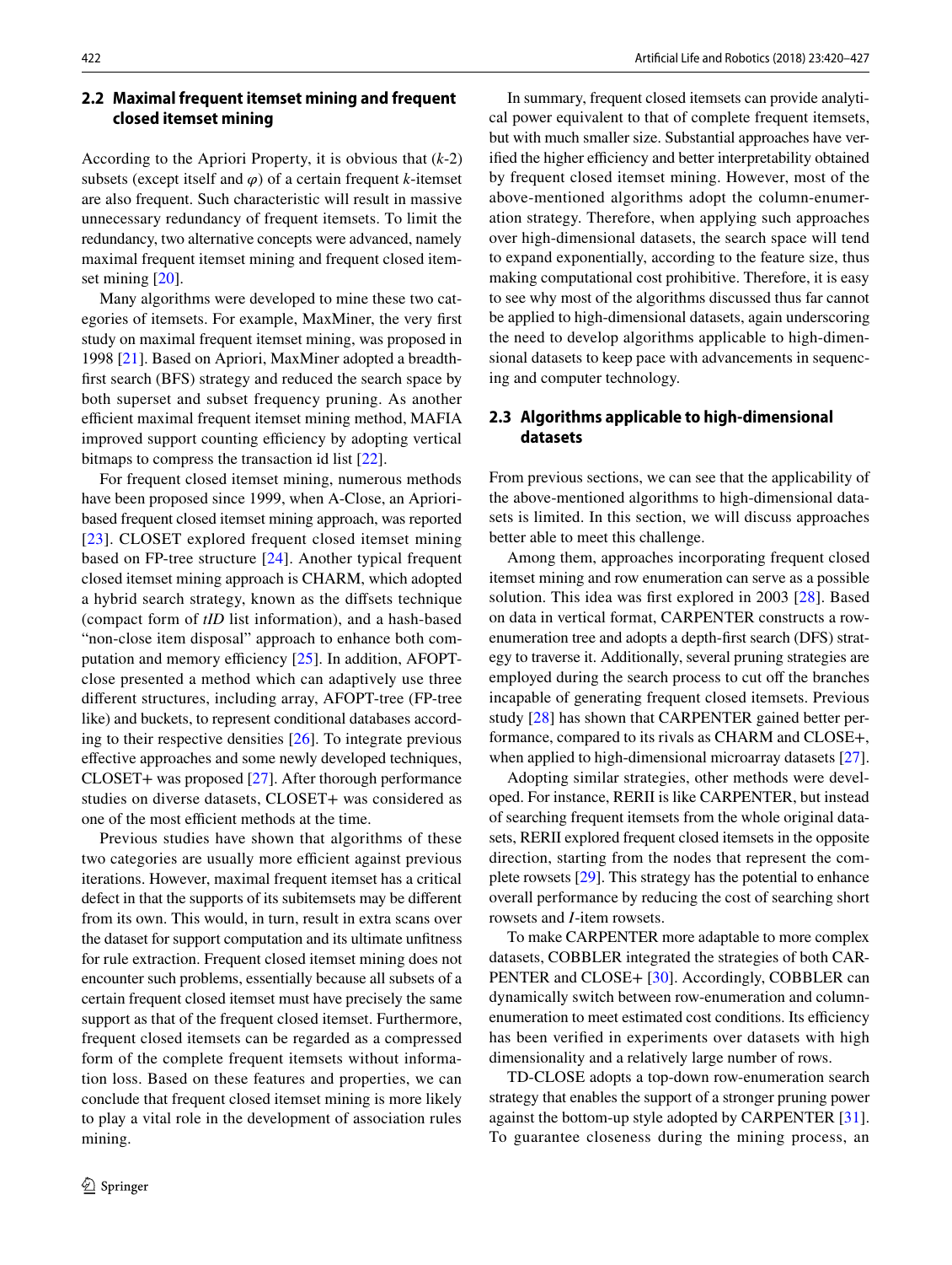### 2.2 Maximal frequent itemset mining and frequent closed itemset mining

According to the Apriori Property, it is obvious that ($k$-2) subsets (except itself and $\varphi$) of a certain frequent $k$-itemset are also frequent. Such characteristic will result in massive unnecessary redundancy of frequent itemsets. To limit the redundancy, two alternative concepts were advanced, namely maximal frequent itemset mining and frequent closed itemset mining [20].

Many algorithms were developed to mine these two categories of itemsets. For example, MaxMiner, the very first study on maximal frequent itemset mining, was proposed in 1998 [21]. Based on Apriori, MaxMiner adopted a breadth-first search (BFS) strategy and reduced the search space by both superset and subset frequency pruning. As another efficient maximal frequent itemset mining method, MAFIA improved support counting efficiency by adopting vertical bitmaps to compress the transaction id list [22].

For frequent closed itemset mining, numerous methods have been proposed since 1999, when A-Close, an Apriori-based frequent closed itemset mining approach, was reported [23]. CLOSET explored frequent closed itemset mining based on FP-tree structure [24]. Another typical frequent closed itemset mining approach is CHARM, which adopted a hybrid search strategy, known as the diffsets technique (compact form of *tID* list information), and a hash-based "non-close item disposal" approach to enhance both computation and memory efficiency [25]. In addition, AFOPT-close presented a method which can adaptively use three different structures, including array, AFOPT-tree (FP-tree like) and buckets, to represent conditional databases according to their respective densities [26]. To integrate previous effective approaches and some newly developed techniques, CLOSET+ was proposed [27]. After thorough performance studies on diverse datasets, CLOSET+ was considered as one of the most efficient methods at the time.

Previous studies have shown that algorithms of these two categories are usually more efficient against previous iterations. However, maximal frequent itemset has a critical defect in that the supports of its subitemsets may be different from its own. This would, in turn, result in extra scans over the dataset for support computation and its ultimate unfitness for rule extraction. Frequent closed itemset mining does not encounter such problems, essentially because all subsets of a certain frequent closed itemset must have precisely the same support as that of the frequent closed itemset. Furthermore, frequent closed itemsets can be regarded as a compressed form of the complete frequent itemsets without information loss. Based on these features and properties, we can conclude that frequent closed itemset mining is more likely to play a vital role in the development of association rules mining.

In summary, frequent closed itemsets can provide analytical power equivalent to that of complete frequent itemsets, but with much smaller size. Substantial approaches have verified the higher efficiency and better interpretability obtained by frequent closed itemset mining. However, most of the above-mentioned algorithms adopt the column-enumeration strategy. Therefore, when applying such approaches over high-dimensional datasets, the search space will tend to expand exponentially, according to the feature size, thus making computational cost prohibitive. Therefore, it is easy to see why most of the algorithms discussed thus far cannot be applied to high-dimensional datasets, again underscoring the need to develop algorithms applicable to high-dimensional datasets to keep pace with advancements in sequencing and computer technology.

### 2.3 Algorithms applicable to high-dimensional datasets

From previous sections, we can see that the applicability of the above-mentioned algorithms to high-dimensional datasets is limited. In this section, we will discuss approaches better able to meet this challenge.

Among them, approaches incorporating frequent closed itemset mining and row enumeration can serve as a possible solution. This idea was first explored in 2003 [28]. Based on data in vertical format, CARPENTER constructs a row-enumeration tree and adopts a depth-first search (DFS) strategy to traverse it. Additionally, several pruning strategies are employed during the search process to cut off the branches incapable of generating frequent closed itemsets. Previous study [28] has shown that CARPENTER gained better performance, compared to its rivals as CHARM and CLOSE+, when applied to high-dimensional microarray datasets [27].

Adopting similar strategies, other methods were developed. For instance, RERII is like CARPENTER, but instead of searching frequent itemsets from the whole original datasets, RERII explored frequent closed itemsets in the opposite direction, starting from the nodes that represent the complete rowsets [29]. This strategy has the potential to enhance overall performance by reducing the cost of searching short rowsets and *1*-item rowsets.

To make CARPENTER more adaptable to more complex datasets, COBBLER integrated the strategies of both CARPENTER and CLOSE+ [30]. Accordingly, COBBLER can dynamically switch between row-enumeration and column-enumeration to meet estimated cost conditions. Its efficiency has been verified in experiments over datasets with high dimensionality and a relatively large number of rows.

TD-CLOSE adopts a top-down row-enumeration search strategy that enables the support of a stronger pruning power against the bottom-up style adopted by CARPENTER [31]. To guarantee closeness during the mining process, an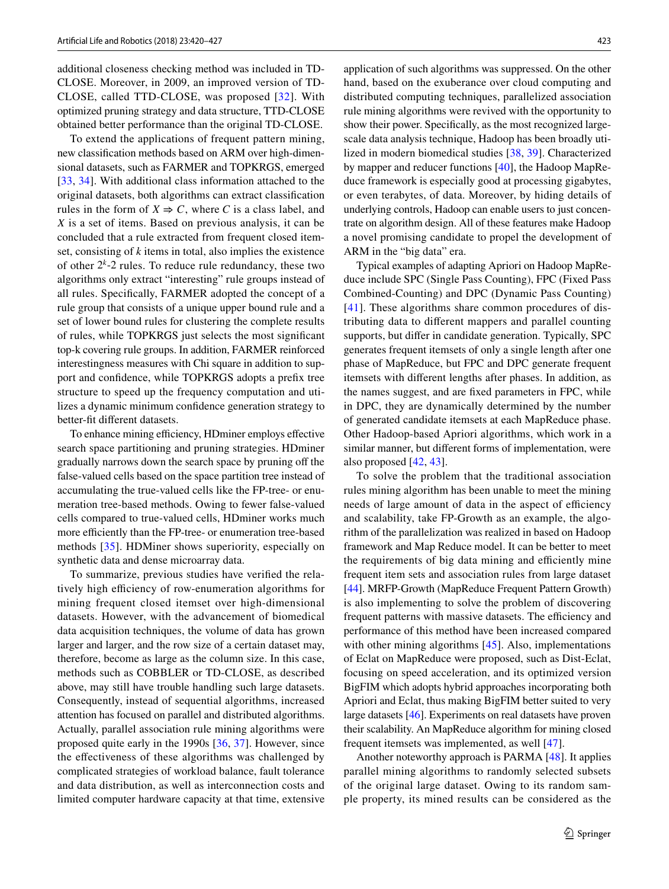additional closeness checking method was included in TD-CLOSE. Moreover, in 2009, an improved version of TD-CLOSE, called TTD-CLOSE, was proposed [32]. With optimized pruning strategy and data structure, TTD-CLOSE obtained better performance than the original TD-CLOSE.

To extend the applications of frequent pattern mining, new classification methods based on ARM over high-dimensional datasets, such as FARMER and TOPKRGS, emerged [33, 34]. With additional class information attached to the original datasets, both algorithms can extract classification rules in the form of $X \Rightarrow C$, where $C$ is a class label, and $X$ is a set of items. Based on previous analysis, it can be concluded that a rule extracted from frequent closed itemset, consisting of $k$ items in total, also implies the existence of other $2^k$-2 rules. To reduce rule redundancy, these two algorithms only extract "interesting" rule groups instead of all rules. Specifically, FARMER adopted the concept of a rule group that consists of a unique upper bound rule and a set of lower bound rules for clustering the complete results of rules, while TOPKRGS just selects the most significant top-k covering rule groups. In addition, FARMER reinforced interestingness measures with Chi square in addition to support and confidence, while TOPKRGS adopts a prefix tree structure to speed up the frequency computation and utilizes a dynamic minimum confidence generation strategy to better-fit different datasets.

To enhance mining efficiency, HDminer employs effective search space partitioning and pruning strategies. HDminer gradually narrows down the search space by pruning off the false-valued cells based on the space partition tree instead of accumulating the true-valued cells like the FP-tree- or enumeration tree-based methods. Owing to fewer false-valued cells compared to true-valued cells, HDminer works much more efficiently than the FP-tree- or enumeration tree-based methods [35]. HDMiner shows superiority, especially on synthetic data and dense microarray data.

To summarize, previous studies have verified the relatively high efficiency of row-enumeration algorithms for mining frequent closed itemset over high-dimensional datasets. However, with the advancement of biomedical data acquisition techniques, the volume of data has grown larger and larger, and the row size of a certain dataset may, therefore, become as large as the column size. In this case, methods such as COBBLER or TD-CLOSE, as described above, may still have trouble handling such large datasets. Consequently, instead of sequential algorithms, increased attention has focused on parallel and distributed algorithms. Actually, parallel association rule mining algorithms were proposed quite early in the 1990s [36, 37]. However, since the effectiveness of these algorithms was challenged by complicated strategies of workload balance, fault tolerance and data distribution, as well as interconnection costs and limited computer hardware capacity at that time, extensive application of such algorithms was suppressed. On the other hand, based on the exuberance over cloud computing and distributed computing techniques, parallelized association rule mining algorithms were revived with the opportunity to show their power. Specifically, as the most recognized large-scale data analysis technique, Hadoop has been broadly utilized in modern biomedical studies [38, 39]. Characterized by mapper and reducer functions [40], the Hadoop MapReduce framework is especially good at processing gigabytes, or even terabytes, of data. Moreover, by hiding details of underlying controls, Hadoop can enable users to just concentrate on algorithm design. All of these features make Hadoop a novel promising candidate to propel the development of ARM in the "big data" era.

Typical examples of adapting Apriori on Hadoop MapReduce include SPC (Single Pass Counting), FPC (Fixed Pass Combined-Counting) and DPC (Dynamic Pass Counting) [41]. These algorithms share common procedures of distributing data to different mappers and parallel counting supports, but differ in candidate generation. Typically, SPC generates frequent itemsets of only a single length after one phase of MapReduce, but FPC and DPC generate frequent itemsets with different lengths after phases. In addition, as the names suggest, and are fixed parameters in FPC, while in DPC, they are dynamically determined by the number of generated candidate itemsets at each MapReduce phase. Other Hadoop-based Apriori algorithms, which work in a similar manner, but different forms of implementation, were also proposed [42, 43].

To solve the problem that the traditional association rules mining algorithm has been unable to meet the mining needs of large amount of data in the aspect of efficiency and scalability, take FP-Growth as an example, the algorithm of the parallelization was realized in based on Hadoop framework and Map Reduce model. It can be better to meet the requirements of big data mining and efficiently mine frequent item sets and association rules from large dataset [44]. MRFP-Growth (MapReduce Frequent Pattern Growth) is also implementing to solve the problem of discovering frequent patterns with massive datasets. The efficiency and performance of this method have been increased compared with other mining algorithms [45]. Also, implementations of Eclat on MapReduce were proposed, such as Dist-Eclat, focusing on speed acceleration, and its optimized version BigFIM which adopts hybrid approaches incorporating both Apriori and Eclat, thus making BigFIM better suited to very large datasets [46]. Experiments on real datasets have proven their scalability. An MapReduce algorithm for mining closed frequent itemsets was implemented, as well [47].

Another noteworthy approach is PARMA [48]. It applies parallel mining algorithms to randomly selected subsets of the original large dataset. Owing to its random sample property, its mined results can be considered as the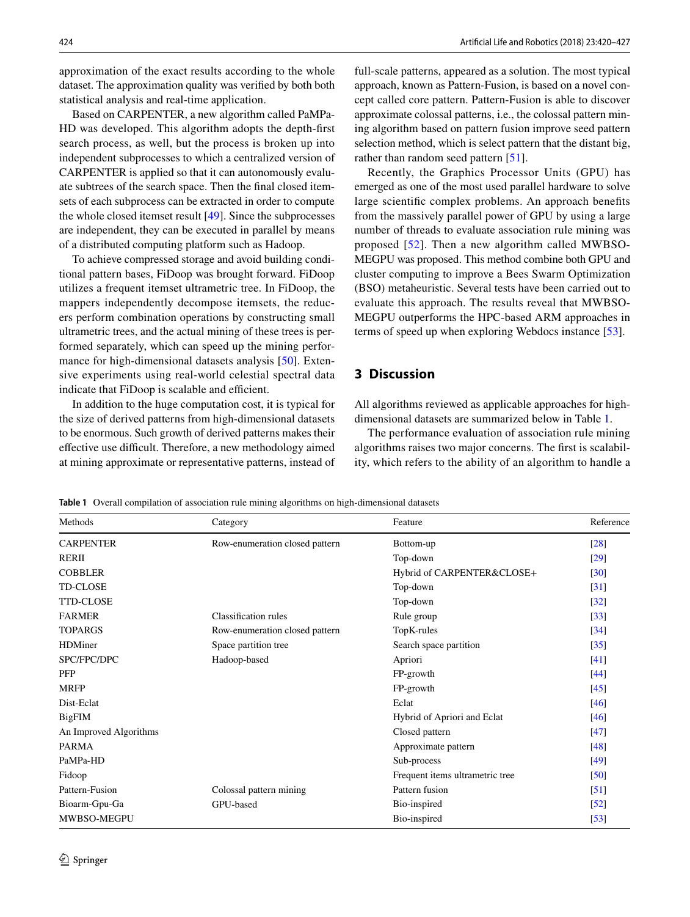approximation of the exact results according to the whole dataset. The approximation quality was verified by both both statistical analysis and real-time application.

Based on CARPENTER, a new algorithm called PaMPa-HD was developed. This algorithm adopts the depth-first search process, as well, but the process is broken up into independent subprocesses to which a centralized version of CARPENTER is applied so that it can autonomously evaluate subtrees of the search space. Then the final closed itemsets of each subprocess can be extracted in order to compute the whole closed itemset result [49]. Since the subprocesses are independent, they can be executed in parallel by means of a distributed computing platform such as Hadoop.

To achieve compressed storage and avoid building conditional pattern bases, FiDoop was brought forward. FiDoop utilizes a frequent itemset ultrametric tree. In FiDoop, the mappers independently decompose itemsets, the reducers perform combination operations by constructing small ultrametric trees, and the actual mining of these trees is performed separately, which can speed up the mining performance for high-dimensional datasets analysis [50]. Extensive experiments using real-world celestial spectral data indicate that FiDoop is scalable and efficient.

In addition to the huge computation cost, it is typical for the size of derived patterns from high-dimensional datasets to be enormous. Such growth of derived patterns makes their effective use difficult. Therefore, a new methodology aimed at mining approximate or representative patterns, instead of full-scale patterns, appeared as a solution. The most typical approach, known as Pattern-Fusion, is based on a novel concept called core pattern. Pattern-Fusion is able to discover approximate colossal patterns, i.e., the colossal pattern mining algorithm based on pattern fusion improve seed pattern selection method, which is select pattern that the distant big, rather than random seed pattern [51].

Recently, the Graphics Processor Units (GPU) has emerged as one of the most used parallel hardware to solve large scientific complex problems. An approach benefits from the massively parallel power of GPU by using a large number of threads to evaluate association rule mining was proposed [52]. Then a new algorithm called MWBSO-MEGPU was proposed. This method combine both GPU and cluster computing to improve a Bees Swarm Optimization (BSO) metaheuristic. Several tests have been carried out to evaluate this approach. The results reveal that MWBSO-MEGPU outperforms the HPC-based ARM approaches in terms of speed up when exploring Webdocs instance [53].

## 3 Discussion

All algorithms reviewed as applicable approaches for high-dimensional datasets are summarized below in Table 1.

The performance evaluation of association rule mining algorithms raises two major concerns. The first is scalability, which refers to the ability of an algorithm to handle a

**Table 1** Overall compilation of association rule mining algorithms on high-dimensional datasets

| Methods | Category | Feature | Reference |
|---|---|---|---|
| CARPENTER | Row-enumeration closed pattern | Bottom-up | [28] |
| RERII | | Top-down | [29] |
| COBBLER | | Hybrid of CARPENTER&CLOSE+ | [30] |
| TD-CLOSE | | Top-down | [31] |
| TTD-CLOSE | | Top-down | [32] |
| FARMER | Classification rules | Rule group | [33] |
| TOPARGS | Row-enumeration closed pattern | TopK-rules | [34] |
| HDMiner | Space partition tree | Search space partition | [35] |
| SPC/FPC/DPC | Hadoop-based | Apriori | [41] |
| PFP | | FP-growth | [44] |
| MRFP | | FP-growth | [45] |
| Dist-Eclat | | Eclat | [46] |
| BigFIM | | Hybrid of Apriori and Eclat | [46] |
| An Improved Algorithms | | Closed pattern | [47] |
| PARMA | | Approximate pattern | [48] |
| PaMPa-HD | | Sub-process | [49] |
| Fidoop | | Frequent items ultrametric tree | [50] |
| Pattern-Fusion | Colossal pattern mining | Pattern fusion | [51] |
| Bioarm-Gpu-Ga | GPU-based | Bio-inspired | [52] |
| MWBSO-MEGPU | | Bio-inspired | [53] |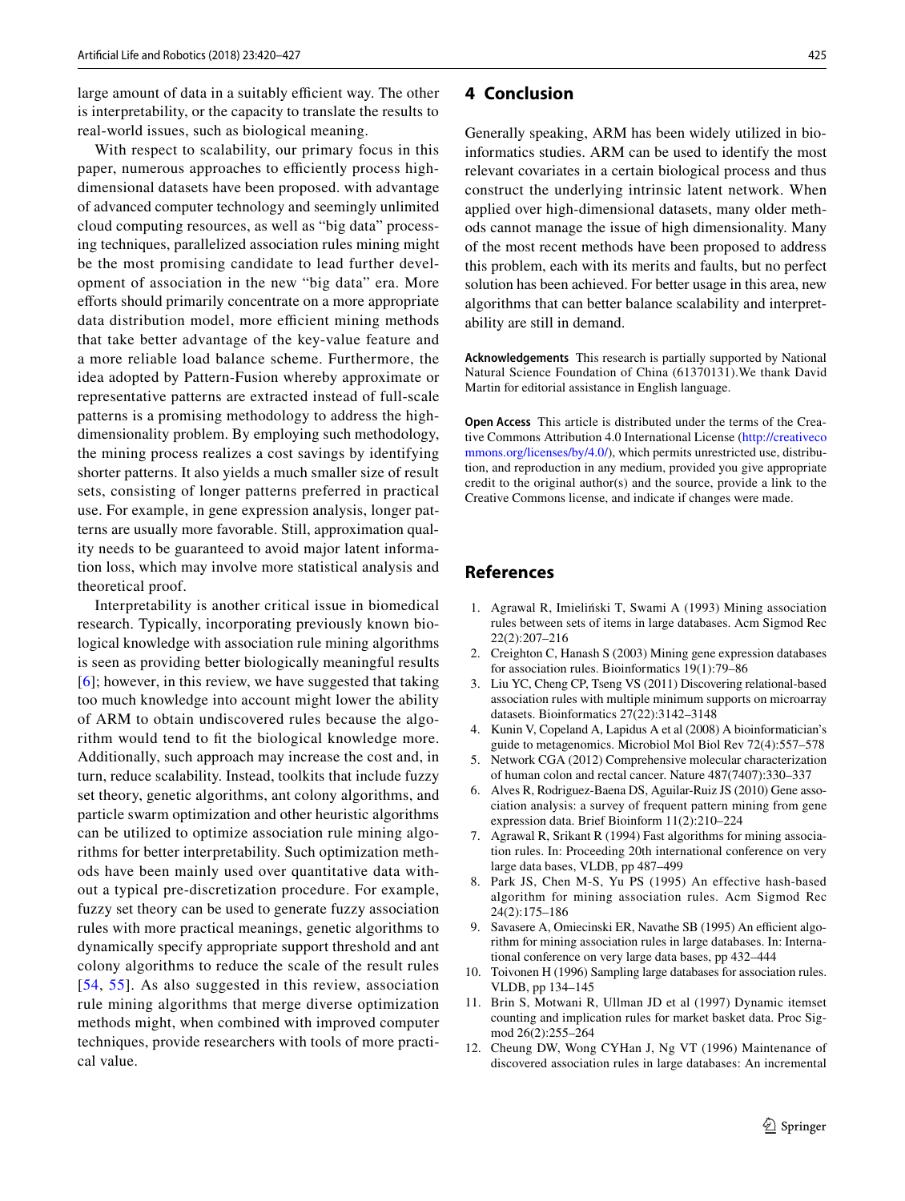large amount of data in a suitably efficient way. The other is interpretability, or the capacity to translate the results to real-world issues, such as biological meaning.

With respect to scalability, our primary focus in this paper, numerous approaches to efficiently process high-dimensional datasets have been proposed. with advantage of advanced computer technology and seemingly unlimited cloud computing resources, as well as "big data" processing techniques, parallelized association rules mining might be the most promising candidate to lead further development of association in the new "big data" era. More efforts should primarily concentrate on a more appropriate data distribution model, more efficient mining methods that take better advantage of the key-value feature and a more reliable load balance scheme. Furthermore, the idea adopted by Pattern-Fusion whereby approximate or representative patterns are extracted instead of full-scale patterns is a promising methodology to address the high-dimensionality problem. By employing such methodology, the mining process realizes a cost savings by identifying shorter patterns. It also yields a much smaller size of result sets, consisting of longer patterns preferred in practical use. For example, in gene expression analysis, longer patterns are usually more favorable. Still, approximation quality needs to be guaranteed to avoid major latent information loss, which may involve more statistical analysis and theoretical proof.

Interpretability is another critical issue in biomedical research. Typically, incorporating previously known biological knowledge with association rule mining algorithms is seen as providing better biologically meaningful results [6]; however, in this review, we have suggested that taking too much knowledge into account might lower the ability of ARM to obtain undiscovered rules because the algorithm would tend to fit the biological knowledge more. Additionally, such approach may increase the cost and, in turn, reduce scalability. Instead, toolkits that include fuzzy set theory, genetic algorithms, ant colony algorithms, and particle swarm optimization and other heuristic algorithms can be utilized to optimize association rule mining algorithms for better interpretability. Such optimization methods have been mainly used over quantitative data without a typical pre-discretization procedure. For example, fuzzy set theory can be used to generate fuzzy association rules with more practical meanings, genetic algorithms to dynamically specify appropriate support threshold and ant colony algorithms to reduce the scale of the result rules [54, 55]. As also suggested in this review, association rule mining algorithms that merge diverse optimization methods might, when combined with improved computer techniques, provide researchers with tools of more practical value.

## 4 Conclusion

Generally speaking, ARM has been widely utilized in bioinformatics studies. ARM can be used to identify the most relevant covariates in a certain biological process and thus construct the underlying intrinsic latent network. When applied over high-dimensional datasets, many older methods cannot manage the issue of high dimensionality. Many of the most recent methods have been proposed to address this problem, each with its merits and faults, but no perfect solution has been achieved. For better usage in this area, new algorithms that can better balance scalability and interpretability are still in demand.

**Acknowledgements** This research is partially supported by National Natural Science Foundation of China (61370131).We thank David Martin for editorial assistance in English language.

**Open Access** This article is distributed under the terms of the Creative Commons Attribution 4.0 International License (http://creativecommons.org/licenses/by/4.0/), which permits unrestricted use, distribution, and reproduction in any medium, provided you give appropriate credit to the original author(s) and the source, provide a link to the Creative Commons license, and indicate if changes were made.

## References

1. Agrawal R, Imieliński T, Swami A (1993) Mining association rules between sets of items in large databases. Acm Sigmod Rec 22(2):207–216
2. Creighton C, Hanash S (2003) Mining gene expression databases for association rules. Bioinformatics 19(1):79–86
3. Liu YC, Cheng CP, Tseng VS (2011) Discovering relational-based association rules with multiple minimum supports on microarray datasets. Bioinformatics 27(22):3142–3148
4. Kunin V, Copeland A, Lapidus A et al (2008) A bioinformatician's guide to metagenomics. Microbiol Mol Biol Rev 72(4):557–578
5. Network CGA (2012) Comprehensive molecular characterization of human colon and rectal cancer. Nature 487(7407):330–337
6. Alves R, Rodriguez-Baena DS, Aguilar-Ruiz JS (2010) Gene association analysis: a survey of frequent pattern mining from gene expression data. Brief Bioinform 11(2):210–224
7. Agrawal R, Srikant R (1994) Fast algorithms for mining association rules. In: Proceeding 20th international conference on very large data bases, VLDB, pp 487–499
8. Park JS, Chen M-S, Yu PS (1995) An effective hash-based algorithm for mining association rules. Acm Sigmod Rec 24(2):175–186
9. Savasere A, Omiecinski ER, Navathe SB (1995) An efficient algorithm for mining association rules in large databases. In: International conference on very large data bases, pp 432–444
10. Toivonen H (1996) Sampling large databases for association rules. VLDB, pp 134–145
11. Brin S, Motwani R, Ullman JD et al (1997) Dynamic itemset counting and implication rules for market basket data. Proc Sigmod 26(2):255–264
12. Cheung DW, Wong CYHan J, Ng VT (1996) Maintenance of discovered association rules in large databases: An incremental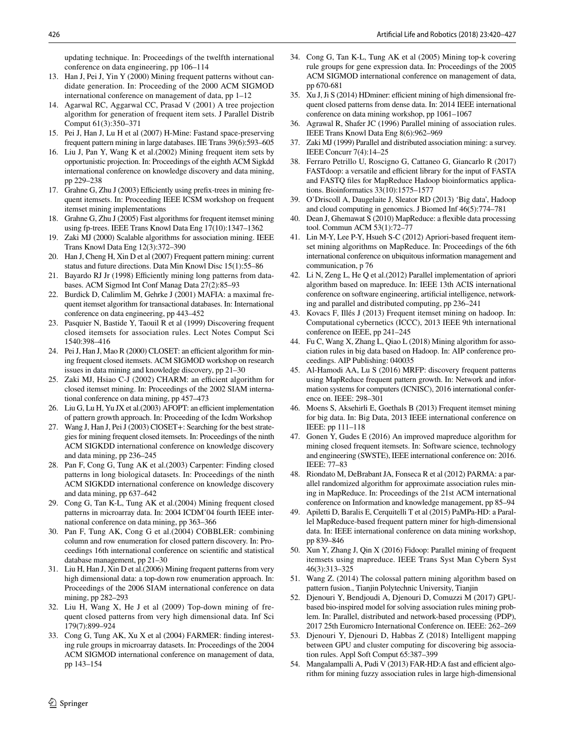updating technique. In: Proceedings of the twelfth international conference on data engineering, pp 106–114

13. Han J, Pei J, Yin Y (2000) Mining frequent patterns without candidate generation. In: Proceeding of the 2000 ACM SIGMOD international conference on management of data, pp 1–12
14. Agarwal RC, Aggarwal CC, Prasad V (2001) A tree projection algorithm for generation of frequent item sets. J Parallel Distrib Comput 61(3):350–371
15. Pei J, Han J, Lu H et al (2007) H-Mine: Fastand space-preserving frequent pattern mining in large databases. IIE Trans 39(6):593–605
16. Liu J, Pan Y, Wang K et al.(2002) Mining frequent item sets by opportunistic projection. In: Proceedings of the eighth ACM Sigkdd international conference on knowledge discovery and data mining, pp 229–238
17. Grahne G, Zhu J (2003) Efficiently using prefix-trees in mining frequent itemsets. In: Proceeding IEEE ICSM workshop on frequent itemset mining implementations
18. Grahne G, Zhu J (2005) Fast algorithms for frequent itemset mining using fp-trees. IEEE Trans Knowl Data Eng 17(10):1347–1362
19. Zaki MJ (2000) Scalable algorithms for association mining. IEEE Trans Knowl Data Eng 12(3):372–390
20. Han J, Cheng H, Xin D et al (2007) Frequent pattern mining: current status and future directions. Data Min Knowl Disc 15(1):55–86
21. Bayardo RJ Jr (1998) Efficiently mining long patterns from databases. ACM Sigmod Int Conf Manag Data 27(2):85–93
22. Burdick D, Calimlim M, Gehrke J (2001) MAFIA: a maximal frequent itemset algorithm for transactional databases. In: International conference on data engineering, pp 443–452
23. Pasquier N, Bastide Y, Taouil R et al (1999) Discovering frequent closed itemsets for association rules. Lect Notes Comput Sci 1540:398–416
24. Pei J, Han J, Mao R (2000) CLOSET: an efficient algorithm for mining frequent closed itemsets. ACM SIGMOD workshop on research issues in data mining and knowledge discovery, pp 21–30
25. Zaki MJ, Hsiao C-J (2002) CHARM: an efficient algorithm for closed itemset mining. In: Proceedings of the 2002 SIAM international conference on data mining, pp 457–473
26. Liu G, Lu H, Yu JX et al.(2003) AFOPT: an efficient implementation of pattern growth approach. In: Proceeding of the Icdm Workshop
27. Wang J, Han J, Pei J (2003) ClOSET+: Searching for the best strategies for mining frequent closed itemsets. In: Proceedings of the ninth ACM SIGKDD international conference on knowledge discovery and data mining, pp 236–245
28. Pan F, Cong G, Tung AK et al.(2003) Carpenter: Finding closed patterns in long biological datasets. In: Proceedings of the ninth ACM SIGKDD international conference on knowledge discovery and data mining, pp 637–642
29. Cong G, Tan K-L, Tung AK et al.(2004) Mining frequent closed patterns in microarray data. In: 2004 ICDM'04 fourth IEEE international conference on data mining, pp 363–366
30. Pan F, Tung AK, Cong G et al.(2004) COBBLER: combining column and row enumeration for closed pattern discovery. In: Proceedings 16th international conference on scientific and statistical database management, pp 21–30
31. Liu H, Han J, Xin D et al.(2006) Mining frequent patterns from very high dimensional data: a top-down row enumeration approach. In: Proceedings of the 2006 SIAM international conference on data mining, pp 282–293
32. Liu H, Wang X, He J et al (2009) Top-down mining of frequent closed patterns from very high dimensional data. Inf Sci 179(7):899–924
33. Cong G, Tung AK, Xu X et al (2004) FARMER: finding interesting rule groups in microarray datasets. In: Proceedings of the 2004 ACM SIGMOD international conference on management of data, pp 143–154
34. Cong G, Tan K-L, Tung AK et al (2005) Mining top-k covering rule groups for gene expression data. In: Proceedings of the 2005 ACM SIGMOD international conference on management of data, pp 670-681
35. Xu J, Ji S (2014) HDminer: efficient mining of high dimensional frequent closed patterns from dense data. In: 2014 IEEE international conference on data mining workshop, pp 1061–1067
36. Agrawal R, Shafer JC (1996) Parallel mining of association rules. IEEE Trans Knowl Data Eng 8(6):962–969
37. Zaki MJ (1999) Parallel and distributed association mining: a survey. IEEE Concurr 7(4):14–25
38. Ferraro Petrillo U, Roscigno G, Cattaneo G, Giancarlo R (2017) FASTdoop: a versatile and efficient library for the input of FASTA and FASTQ files for MapReduce Hadoop bioinformatics applications. Bioinformatics 33(10):1575–1577
39. O'Driscoll A, Daugelaite J, Sleator RD (2013) 'Big data', Hadoop and cloud computing in genomics. J Biomed Inf 46(5):774–781
40. Dean J, Ghemawat S (2010) MapReduce: a flexible data processing tool. Commun ACM 53(1):72–77
41. Lin M-Y, Lee P-Y, Hsueh S-C (2012) Apriori-based frequent itemset mining algorithms on MapReduce. In: Proceedings of the 6th international conference on ubiquitous information management and communication, p 76
42. Li N, Zeng L, He Q et al.(2012) Parallel implementation of apriori algorithm based on mapreduce. In: IEEE 13th ACIS international conference on software engineering, artificial intelligence, networking and parallel and distributed computing, pp 236–241
43. Kovacs F, Illés J (2013) Frequent itemset mining on hadoop. In: Computational cybernetics (ICCC), 2013 IEEE 9th international conference on IEEE, pp 241–245
44. Fu C, Wang X, Zhang L, Qiao L (2018) Mining algorithm for association rules in big data based on Hadoop. In: AIP conference proceedings. AIP Publishing: 040035
45. Al-Hamodi AA, Lu S (2016) MRFP: discovery frequent patterns using MapReduce frequent pattern growth. In: Network and information systems for computers (ICNISC), 2016 international conference on. IEEE: 298–301
46. Moens S, Aksehirli E, Goethals B (2013) Frequent itemset mining for big data. In: Big Data, 2013 IEEE international conference on IEEE: pp 111–118
47. Gonen Y, Gudes E (2016) An improved mapreduce algorithm for mining closed frequent itemsets. In: Software science, technology and engineering (SWSTE), IEEE international conference on: 2016. IEEE: 77–83
48. Riondato M, DeBrabant JA, Fonseca R et al (2012) PARMA: a parallel randomized algorithm for approximate association rules mining in MapReduce. In: Proceedings of the 21st ACM international conference on Information and knowledge management, pp 85–94
49. Apiletti D, Baralis E, Cerquitelli T et al (2015) PaMPa-HD: a Parallel MapReduce-based frequent pattern miner for high-dimensional data. In: IEEE international conference on data mining workshop, pp 839–846
50. Xun Y, Zhang J, Qin X (2016) Fidoop: Parallel mining of frequent itemsets using mapreduce. IEEE Trans Syst Man Cybern Syst 46(3):313–325
51. Wang Z. (2014) The colossal pattern mining algorithm based on pattern fusion., Tianjin Polytechnic University, Tianjin
52. Djenouri Y, Bendjoudi A, Djenouri D, Comuzzi M (2017) GPU-based bio-inspired model for solving association rules mining problem. In: Parallel, distributed and network-based processing (PDP), 2017 25th Euromicro International Conference on. IEEE: 262–269
53. Djenouri Y, Djenouri D, Habbas Z (2018) Intelligent mapping between GPU and cluster computing for discovering big association rules. Appl Soft Comput 65:387–399
54. Mangalampalli A, Pudi V (2013) FAR-HD:A fast and efficient algorithm for mining fuzzy association rules in large high-dimensional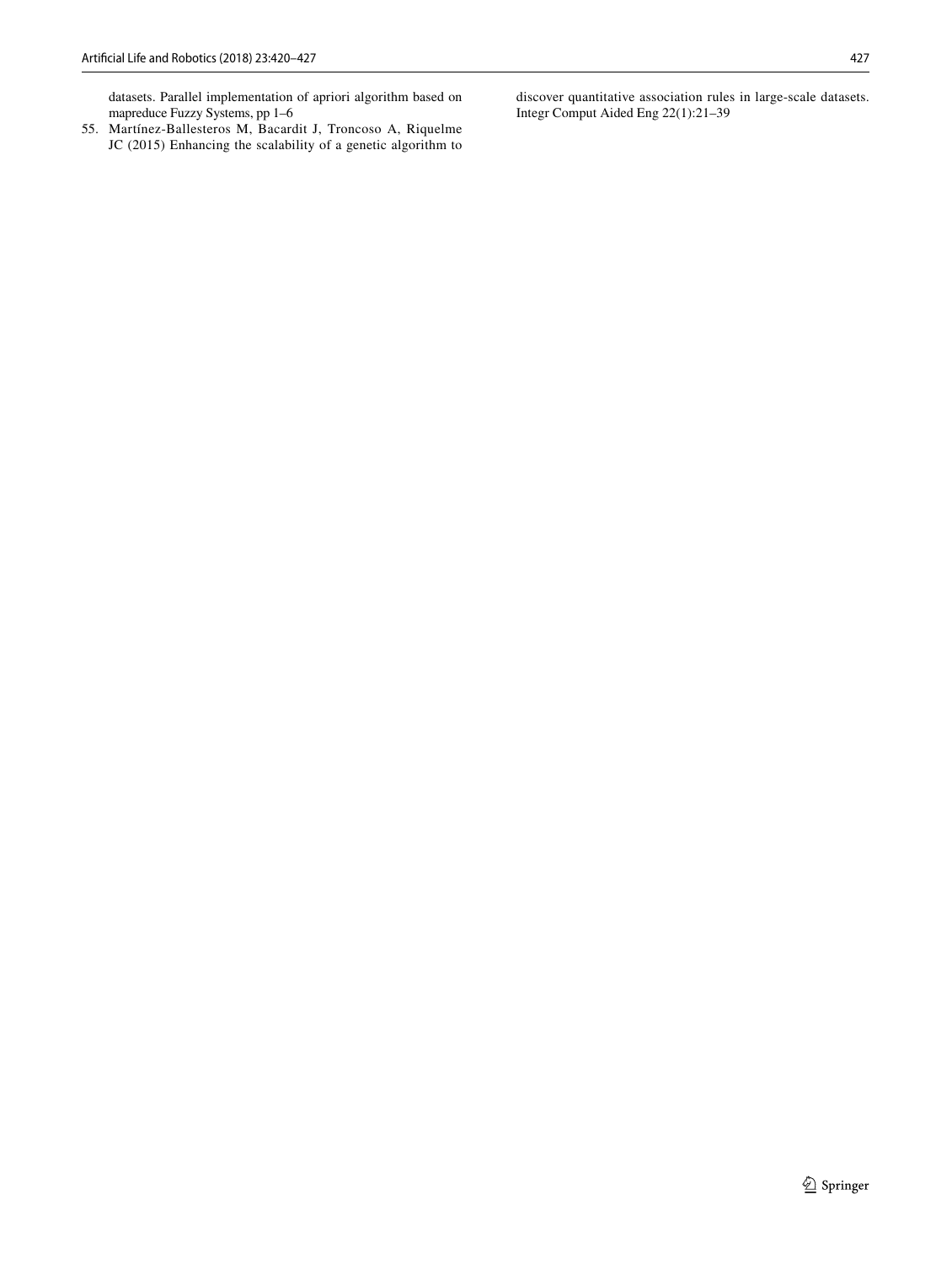datasets. Parallel implementation of apriori algorithm based on mapreduce Fuzzy Systems, pp 1–6

55. Martínez-Ballesteros M, Bacardit J, Troncoso A, Riquelme JC (2015) Enhancing the scalability of a genetic algorithm to discover quantitative association rules in large-scale datasets. Integr Comput Aided Eng 22(1):21–39